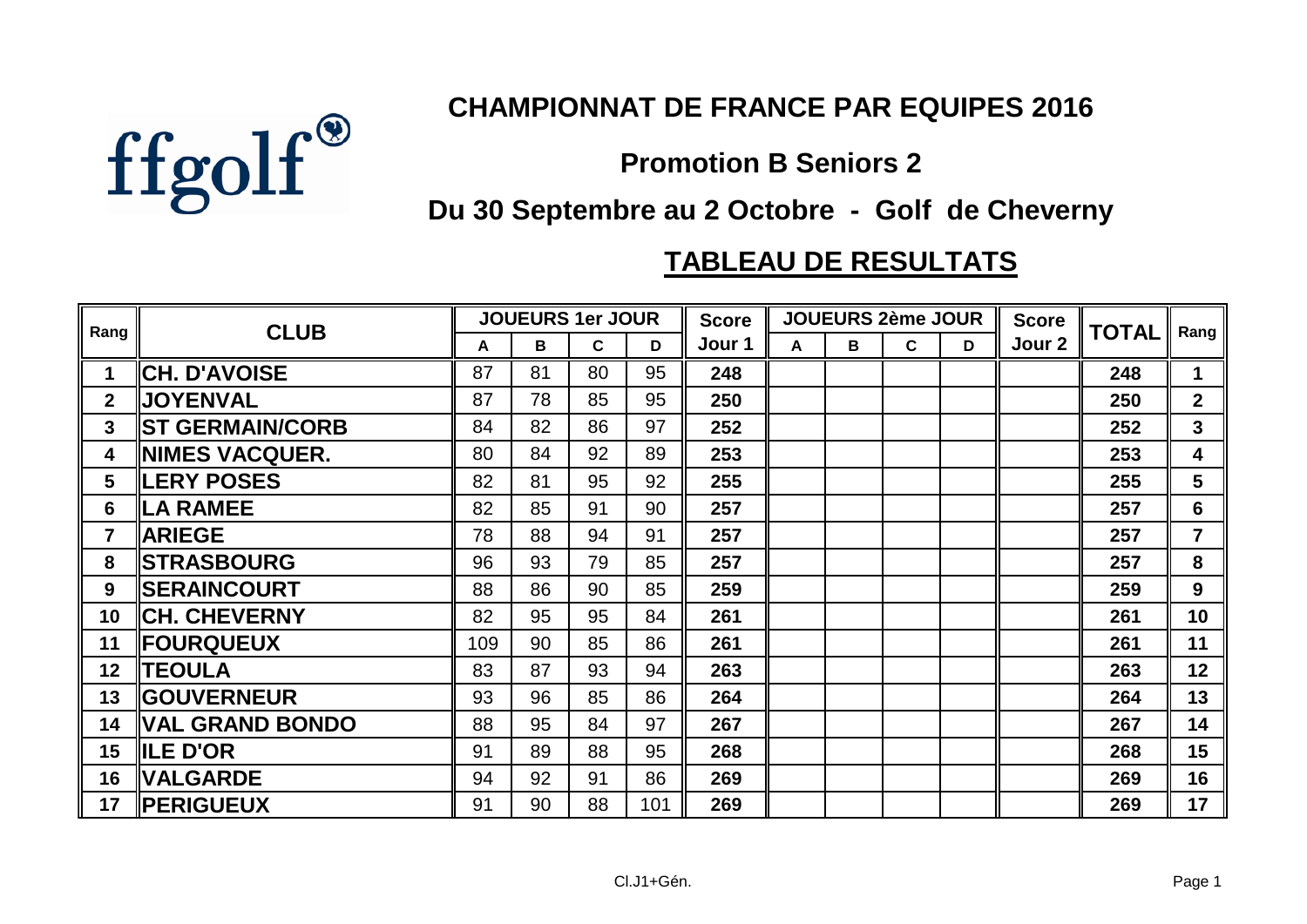ffgolf

# CHAMPIONNAT DE FRANCE PAR EQUIPES 2016

## Promotion B Seniors 2

## Du 30 Septembre au 2 Octobre - Golf de Cheverny

## TABLEAU DE RESULTATS

| Rang | CLUB | JOUEURS 1er JOUR | | | | Score Jour 1 | JOUEURS 2ème JOUR | | | | Score Jour 2 | TOTAL | Rang |
|---|---|---|---|---|---|---|---|---|---|---|---|---|---|
| | | A | B | C | D | | A | B | C | D | | | |
| 1 | CH. D'AVOISE | 87 | 81 | 80 | 95 | 248 | | | | | | 248 | 1 |
| 2 | JOYENVAL | 87 | 78 | 85 | 95 | 250 | | | | | | 250 | 2 |
| 3 | ST GERMAIN/CORB | 84 | 82 | 86 | 97 | 252 | | | | | | 252 | 3 |
| 4 | NIMES VACQUER. | 80 | 84 | 92 | 89 | 253 | | | | | | 253 | 4 |
| 5 | LERY POSES | 82 | 81 | 95 | 92 | 255 | | | | | | 255 | 5 |
| 6 | LA RAMEE | 82 | 85 | 91 | 90 | 257 | | | | | | 257 | 6 |
| 7 | ARIEGE | 78 | 88 | 94 | 91 | 257 | | | | | | 257 | 7 |
| 8 | STRASBOURG | 96 | 93 | 79 | 85 | 257 | | | | | | 257 | 8 |
| 9 | SERAINCOURT | 88 | 86 | 90 | 85 | 259 | | | | | | 259 | 9 |
| 10 | CH. CHEVERNY | 82 | 95 | 95 | 84 | 261 | | | | | | 261 | 10 |
| 11 | FOURQUEUX | 109 | 90 | 85 | 86 | 261 | | | | | | 261 | 11 |
| 12 | TEOULA | 83 | 87 | 93 | 94 | 263 | | | | | | 263 | 12 |
| 13 | GOUVERNEUR | 93 | 96 | 85 | 86 | 264 | | | | | | 264 | 13 |
| 14 | VAL GRAND BONDO | 88 | 95 | 84 | 97 | 267 | | | | | | 267 | 14 |
| 15 | ILE D'OR | 91 | 89 | 88 | 95 | 268 | | | | | | 268 | 15 |
| 16 | VALGARDE | 94 | 92 | 91 | 86 | 269 | | | | | | 269 | 16 |
| 17 | PERIGUEUX | 91 | 90 | 88 | 101 | 269 | | | | | | 269 | 17 |

Cl.J1+Gén.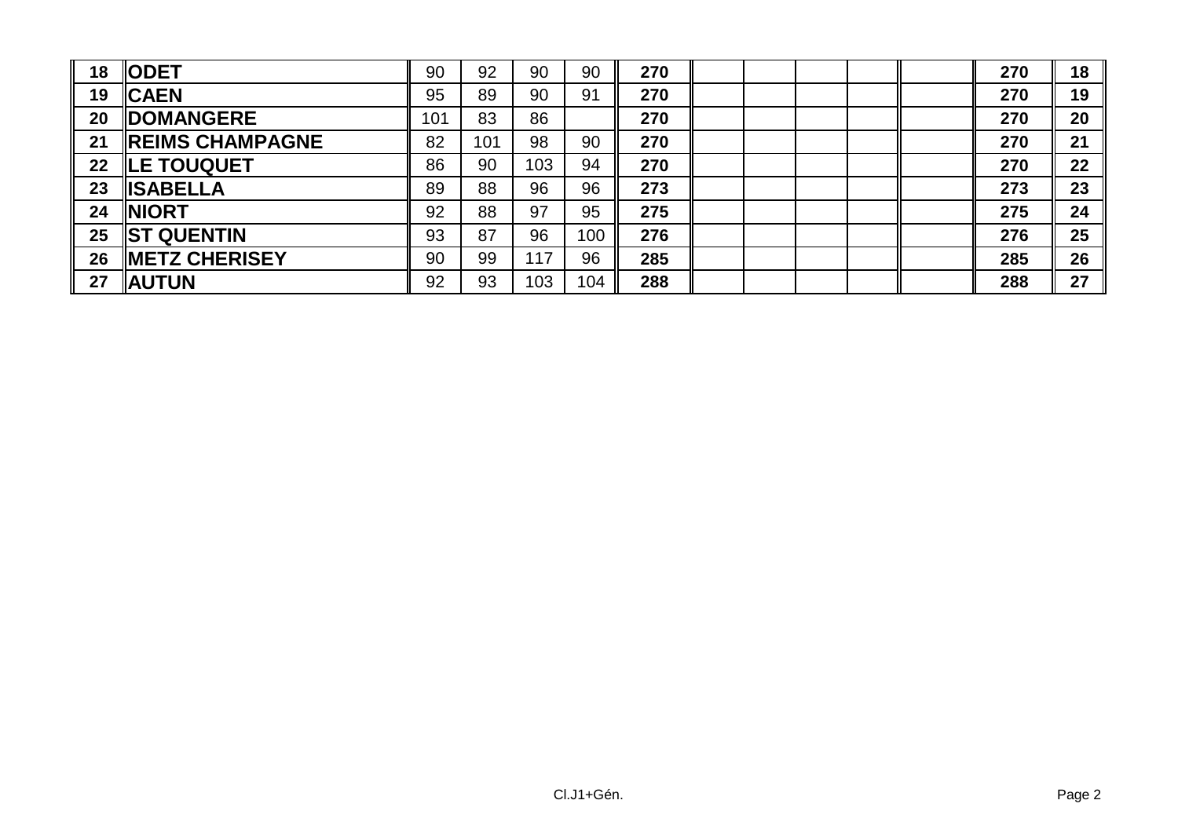| | | | | | | | | | | | | | |
|---|---|---|---|---|---|---|---|---|---|---|---|---|---|
| **18** | **ODET** | 90 | 92 | 90 | 90 | **270** | | | | | | **270** | **18** |
| **19** | **CAEN** | 95 | 89 | 90 | 91 | **270** | | | | | | **270** | **19** |
| **20** | **DOMANGERE** | 101 | 83 | 86 | | **270** | | | | | | **270** | **20** |
| **21** | **REIMS CHAMPAGNE** | 82 | 101 | 98 | 90 | **270** | | | | | | **270** | **21** |
| **22** | **LE TOUQUET** | 86 | 90 | 103 | 94 | **270** | | | | | | **270** | **22** |
| **23** | **ISABELLA** | 89 | 88 | 96 | 96 | **273** | | | | | | **273** | **23** |
| **24** | **NIORT** | 92 | 88 | 97 | 95 | **275** | | | | | | **275** | **24** |
| **25** | **ST QUENTIN** | 93 | 87 | 96 | 100 | **276** | | | | | | **276** | **25** |
| **26** | **METZ CHERISEY** | 90 | 99 | 117 | 96 | **285** | | | | | | **285** | **26** |
| **27** | **AUTUN** | 92 | 93 | 103 | 104 | **288** | | | | | | **288** | **27** |

Cl.J1+Gén.